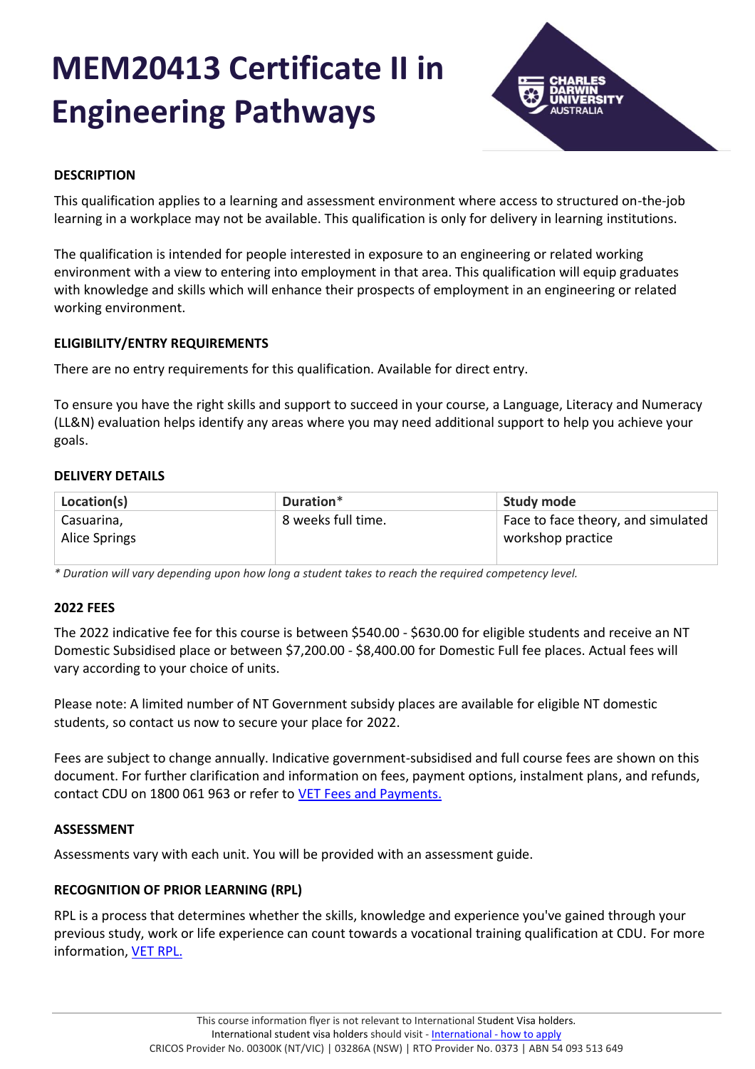# MEM20413 Certificate II in Engineering Pathways

## DESCRIPTION

This qualification applies to a learning and assessment environment where access to structured on-the-job learning in a workplace may not be available. This qualification is only for delivery in learning institutions.

The qualification is intended for people interested in exposure to an engineering or related working environment with a view to entering into employment in that area. This qualification will equip graduates with knowledge and skills which will enhance their prospects of employment in an engineering or related working environment.

## ELIGIBILITY/ENTRY REQUIREMENTS

There are no entry requirements for this qualification. Available for direct entry.

To ensure you have the right skills and support to succeed in your course, a Language, Literacy and Numeracy (LL&N) evaluation helps identify any areas where you may need additional support to help you achieve your goals.

## DELIVERY DETAILS

| Location(s) | Duration* | Study mode |
|---|---|---|
| Casuarina, Alice Springs | 8 weeks full time. | Face to face theory, and simulated workshop practice |

*\* Duration will vary depending upon how long a student takes to reach the required competency level.*

## 2022 FEES

The 2022 indicative fee for this course is between $540.00 - $630.00 for eligible students and receive an NT Domestic Subsidised place or between $7,200.00 - $8,400.00 for Domestic Full fee places. Actual fees will vary according to your choice of units.

Please note: A limited number of NT Government subsidy places are available for eligible NT domestic students, so contact us now to secure your place for 2022.

Fees are subject to change annually. Indicative government-subsidised and full course fees are shown on this document. For further clarification and information on fees, payment options, instalment plans, and refunds, contact CDU on 1800 061 963 or refer to VET Fees and Payments.

## ASSESSMENT

Assessments vary with each unit. You will be provided with an assessment guide.

## RECOGNITION OF PRIOR LEARNING (RPL)

RPL is a process that determines whether the skills, knowledge and experience you've gained through your previous study, work or life experience can count towards a vocational training qualification at CDU. For more information, VET RPL.

This course information flyer is not relevant to International Student Visa holders.
International student visa holders should visit - International - how to apply
CRICOS Provider No. 00300K (NT/VIC) | 03286A (NSW) | RTO Provider No. 0373 | ABN 54 093 513 649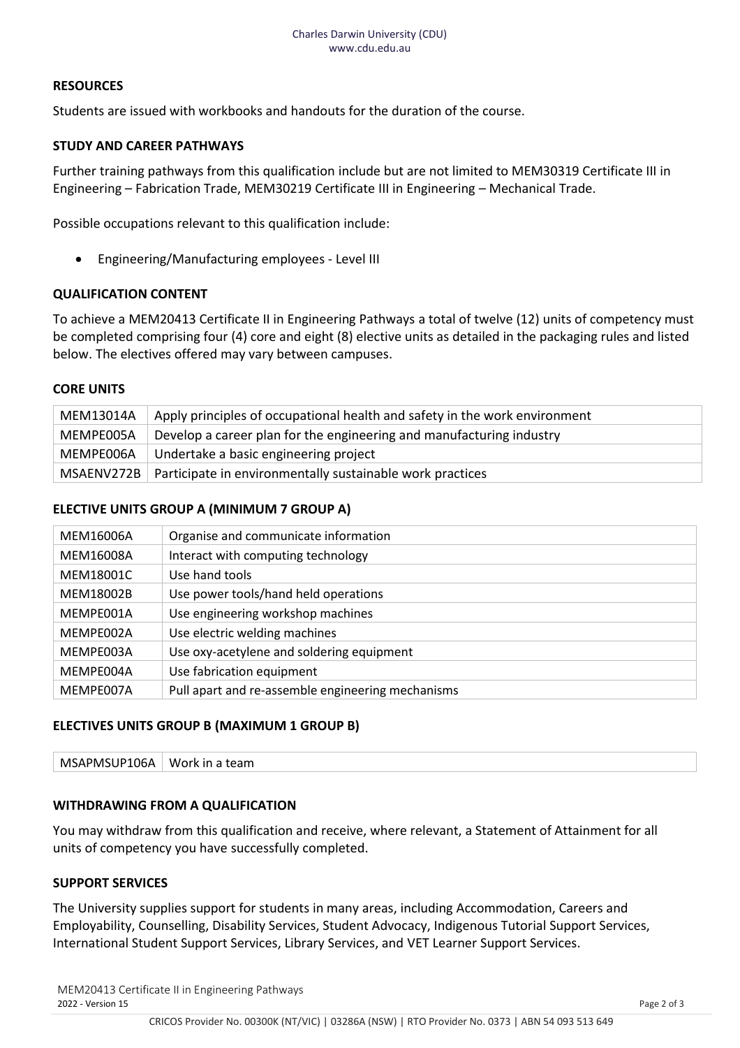## RESOURCES

Students are issued with workbooks and handouts for the duration of the course.

## STUDY AND CAREER PATHWAYS

Further training pathways from this qualification include but are not limited to MEM30319 Certificate III in Engineering – Fabrication Trade, MEM30219 Certificate III in Engineering – Mechanical Trade.

Possible occupations relevant to this qualification include:

- Engineering/Manufacturing employees - Level III

## QUALIFICATION CONTENT

To achieve a MEM20413 Certificate II in Engineering Pathways a total of twelve (12) units of competency must be completed comprising four (4) core and eight (8) elective units as detailed in the packaging rules and listed below. The electives offered may vary between campuses.

## CORE UNITS

| | |
|---|---|
| MEM13014A | Apply principles of occupational health and safety in the work environment |
| MEMPE005A | Develop a career plan for the engineering and manufacturing industry |
| MEMPE006A | Undertake a basic engineering project |
| MSAENV272B | Participate in environmentally sustainable work practices |

## ELECTIVE UNITS GROUP A (MINIMUM 7 GROUP A)

| | |
|---|---|
| MEM16006A | Organise and communicate information |
| MEM16008A | Interact with computing technology |
| MEM18001C | Use hand tools |
| MEM18002B | Use power tools/hand held operations |
| MEMPE001A | Use engineering workshop machines |
| MEMPE002A | Use electric welding machines |
| MEMPE003A | Use oxy-acetylene and soldering equipment |
| MEMPE004A | Use fabrication equipment |
| MEMPE007A | Pull apart and re-assemble engineering mechanisms |

## ELECTIVES UNITS GROUP B (MAXIMUM 1 GROUP B)

| | |
|---|---|
| MSAPMSUP106A | Work in a team |

## WITHDRAWING FROM A QUALIFICATION

You may withdraw from this qualification and receive, where relevant, a Statement of Attainment for all units of competency you have successfully completed.

## SUPPORT SERVICES

The University supplies support for students in many areas, including Accommodation, Careers and Employability, Counselling, Disability Services, Student Advocacy, Indigenous Tutorial Support Services, International Student Support Services, Library Services, and VET Learner Support Services.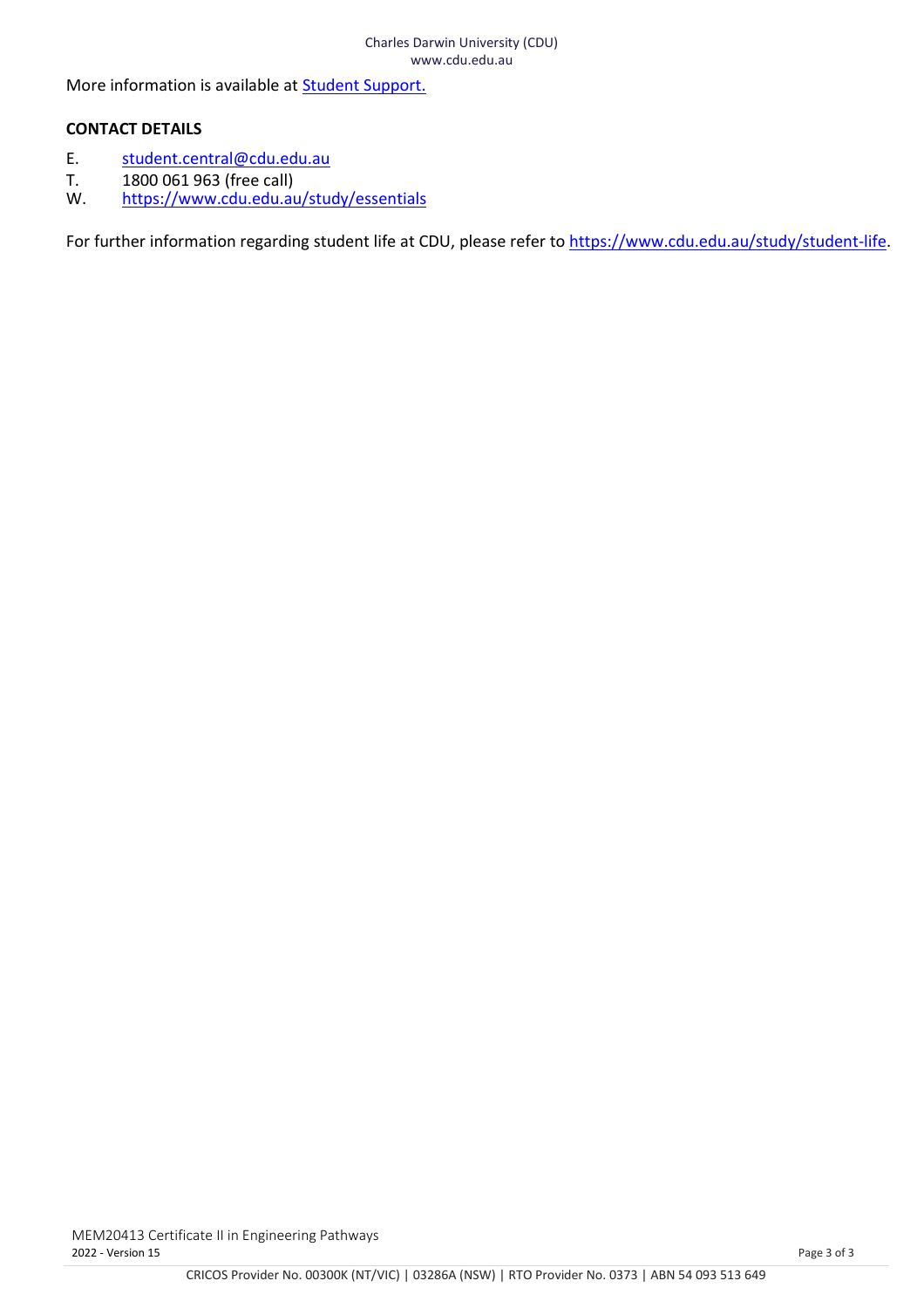More information is available at [Student Support.]

**CONTACT DETAILS**

E. student.central@cdu.edu.au
T. 1800 061 963 (free call)
W. https://www.cdu.edu.au/study/essentials

For further information regarding student life at CDU, please refer to https://www.cdu.edu.au/study/student-life.